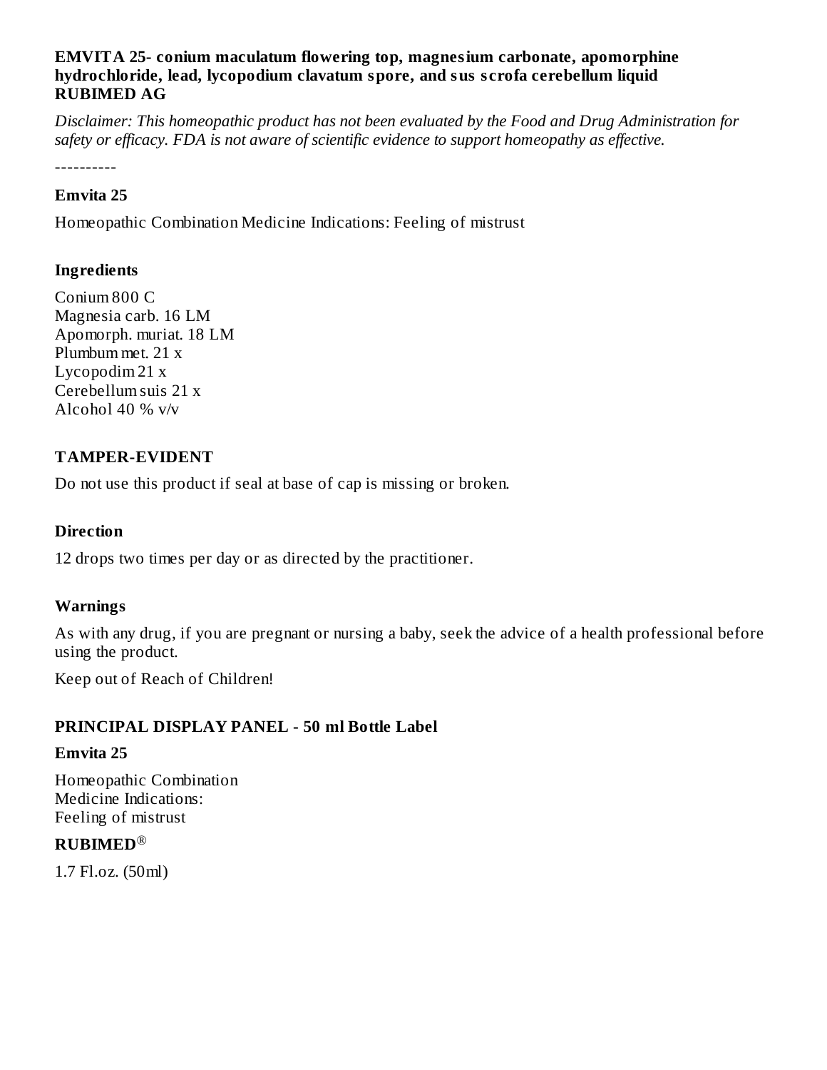**EMVITA 25- conium maculatum flowering top, magnesium carbonate, apomorphine hydrochloride, lead, lycopodium clavatum spore, and sus scrofa cerebellum liquid**
**RUBIMED AG**

*Disclaimer: This homeopathic product has not been evaluated by the Food and Drug Administration for safety or efficacy. FDA is not aware of scientific evidence to support homeopathy as effective.*

----------

### Emvita 25

Homeopathic Combination Medicine Indications: Feeling of mistrust

### Ingredients

Conium 800 C
Magnesia carb. 16 LM
Apomorph. muriat. 18 LM
Plumbum met. 21 x
Lycopodim 21 x
Cerebellum suis 21 x
Alcohol 40 % v/v

### TAMPER-EVIDENT

Do not use this product if seal at base of cap is missing or broken.

### Direction

12 drops two times per day or as directed by the practitioner.

### Warnings

As with any drug, if you are pregnant or nursing a baby, seek the advice of a health professional before using the product.

Keep out of Reach of Children!

### PRINCIPAL DISPLAY PANEL - 50 ml Bottle Label

**Emvita 25**

Homeopathic Combination
Medicine Indications:
Feeling of mistrust

**RUBIMED®**

1.7 Fl.oz. (50ml)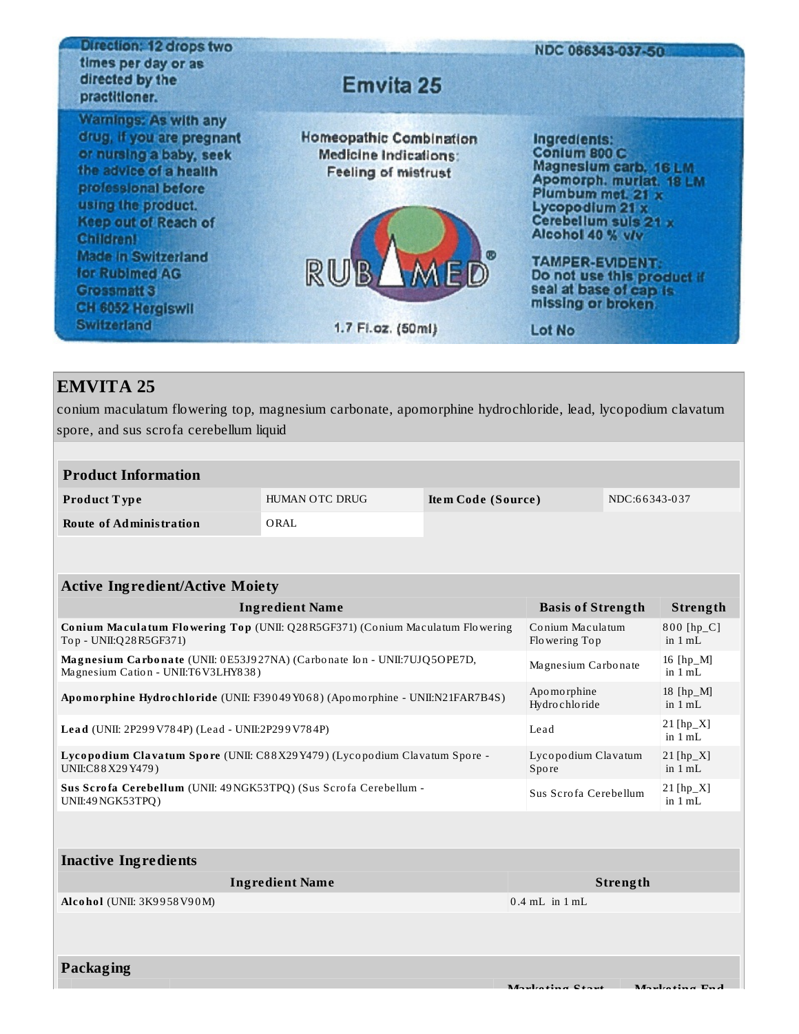Direction: 12 drops two times per day or as directed by the practitioner.

Warnings: As with any drug, if you are pregnant or nursing a baby, seek the advice of a health professional before using the product. Keep out of Reach of Children!

Made in Switzerland for Rubimed AG Grossmatt 3 CH 6052 Hergiswil Switzerland

Emvita 25

Homeopathic Combination Medicine Indications: Feeling of mistrust

RUBIMED®

1.7 Fl.oz. (50ml)

NDC 066343-037-50

Ingredients:
Conium 800 C
Magnesium carb. 16 LM
Apomorph. muriat. 18 LM
Plumbum met. 21 x
Lycopodium 21 x
Cerebellum suis 21 x
Alcohol 40 % v/v

TAMPER-EVIDENT: Do not use this product if seal at base of cap is missing or broken.

Lot No

## EMVITA 25

conium maculatum flowering top, magnesium carbonate, apomorphine hydrochloride, lead, lycopodium clavatum spore, and sus scrofa cerebellum liquid

| Product Information | | | |
|---|---|---|---|
| **Product Type** | HUMAN OTC DRUG | **Item Code (Source)** | NDC:66343-037 |
| **Route of Administration** | ORAL | | |

| Active Ingredient/Active Moiety | | |
|---|---|---|
| **Ingredient Name** | **Basis of Strength** | **Strength** |
| **Conium Maculatum Flowering Top** (UNII: Q28R5GF371) (Conium Maculatum Flowering Top - UNII:Q28R5GF371) | Conium Maculatum Flowering Top | 800 [hp_C] in 1 mL |
| **Magnesium Carbonate** (UNII: 0E53J927NA) (Carbonate Ion - UNII:7UJQ5OPE7D, Magnesium Cation - UNII:T6V3LHY838) | Magnesium Carbonate | 16 [hp_M] in 1 mL |
| **Apomorphine Hydrochloride** (UNII: F39049Y068) (Apomorphine - UNII:N21FAR7B4S) | Apomorphine Hydrochloride | 18 [hp_M] in 1 mL |
| **Lead** (UNII: 2P299V784P) (Lead - UNII:2P299V784P) | Lead | 21 [hp_X] in 1 mL |
| **Lycopodium Clavatum Spore** (UNII: C88X29Y479) (Lycopodium Clavatum Spore - UNII:C88X29Y479) | Lycopodium Clavatum Spore | 21 [hp_X] in 1 mL |
| **Sus Scrofa Cerebellum** (UNII: 49NGK53TPQ) (Sus Scrofa Cerebellum - UNII:49NGK53TPQ) | Sus Scrofa Cerebellum | 21 [hp_X] in 1 mL |

| Inactive Ingredients | |
|---|---|
| **Ingredient Name** | **Strength** |
| **Alcohol** (UNII: 3K9958V90M) | 0.4 mL in 1 mL |

## Packaging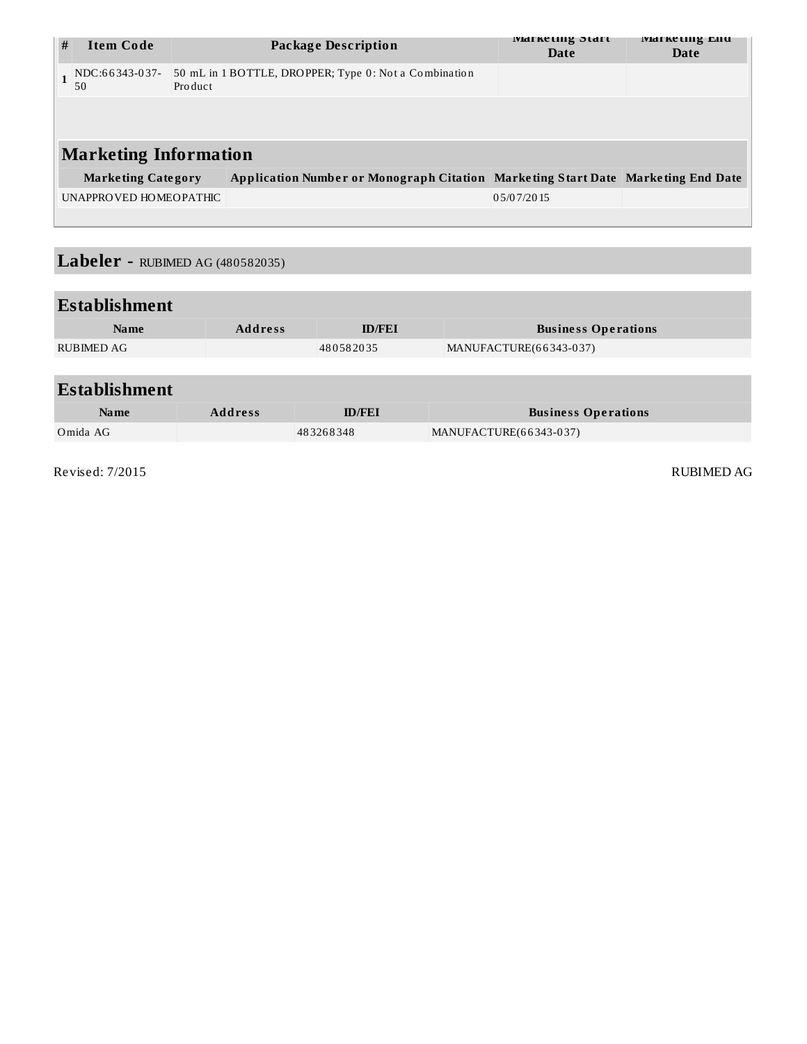| # | Item Code | Package Description | Marketing Start Date | Marketing End Date |
|---|---|---|---|---|
| 1 | NDC:66343-037-50 | 50 mL in 1 BOTTLE, DROPPER; Type 0: Not a Combination Product | | |

## Marketing Information

| Marketing Category | Application Number or Monograph Citation | Marketing Start Date | Marketing End Date |
|---|---|---|---|
| UNAPPROVED HOMEOPATHIC | | 05/07/2015 | |

## Labeler - RUBIMED AG (480582035)

## Establishment

| Name | Address | ID/FEI | Business Operations |
|---|---|---|---|
| RUBIMED AG | | 480582035 | MANUFACTURE(66343-037) |

## Establishment

| Name | Address | ID/FEI | Business Operations |
|---|---|---|---|
| Omida AG | | 483268348 | MANUFACTURE(66343-037) |

Revised: 7/2015

RUBIMED AG